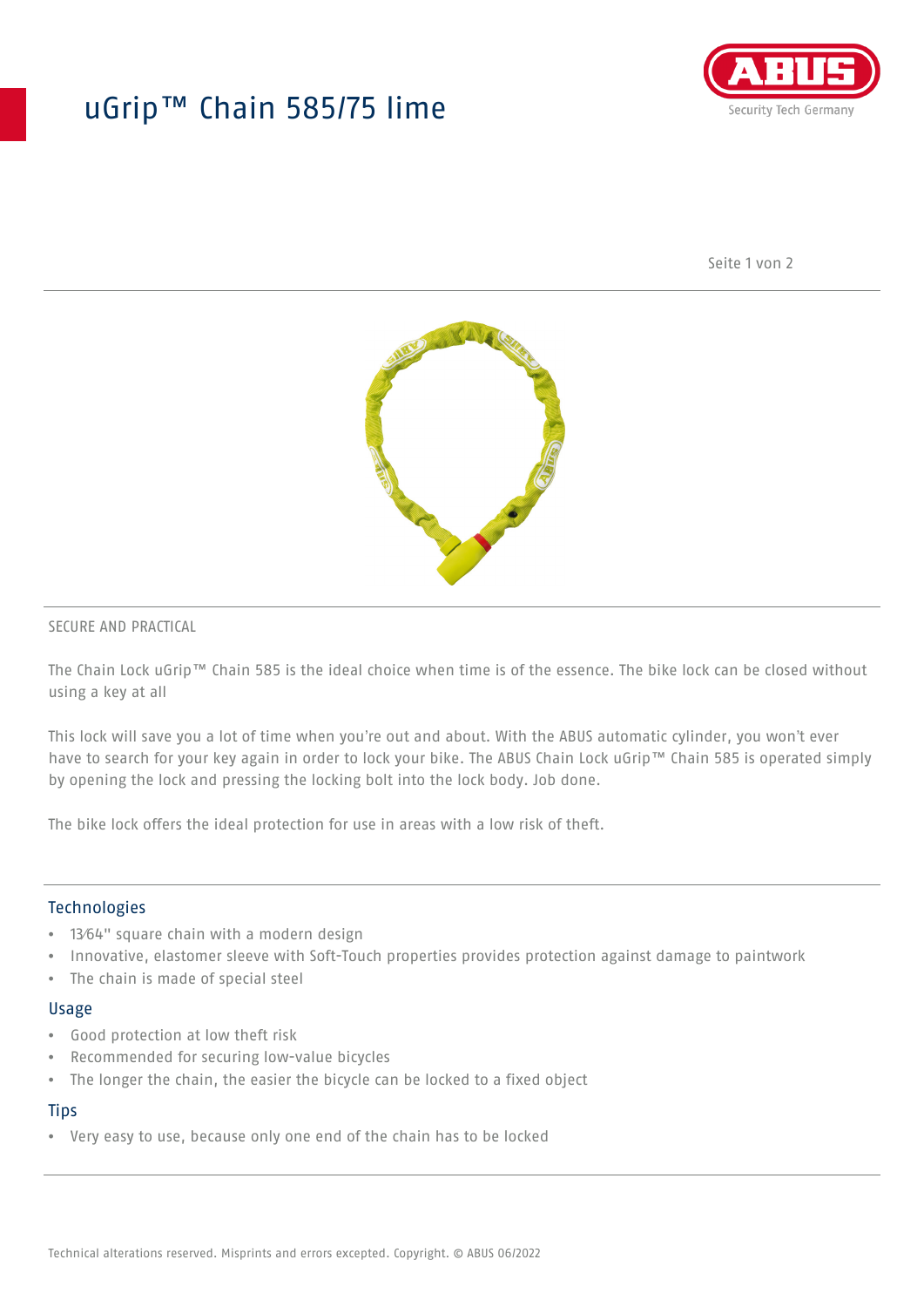# uGrip™ Chain 585/75 lime

SECURE AND PRACTICAL

The Chain Lock uGrip™ Chain 585 is the ideal choice when time is of the essence. The bike lock can be closed without using a key at all

This lock will save you a lot of time when you're out and about. With the ABUS automatic cylinder, you won't ever have to search for your key again in order to lock your bike. The ABUS Chain Lock uGrip™ Chain 585 is operated simply by opening the lock and pressing the locking bolt into the lock body. Job done.

The bike lock offers the ideal protection for use in areas with a low risk of theft.

## Technologies

- 13⁄64" square chain with a modern design
- Innovative, elastomer sleeve with Soft-Touch properties provides protection against damage to paintwork
- The chain is made of special steel

## Usage

- Good protection at low theft risk
- Recommended for securing low-value bicycles
- The longer the chain, the easier the bicycle can be locked to a fixed object

## Tips

- Very easy to use, because only one end of the chain has to be locked

Technical alterations reserved. Misprints and errors excepted. Copyright. © ABUS 06/2022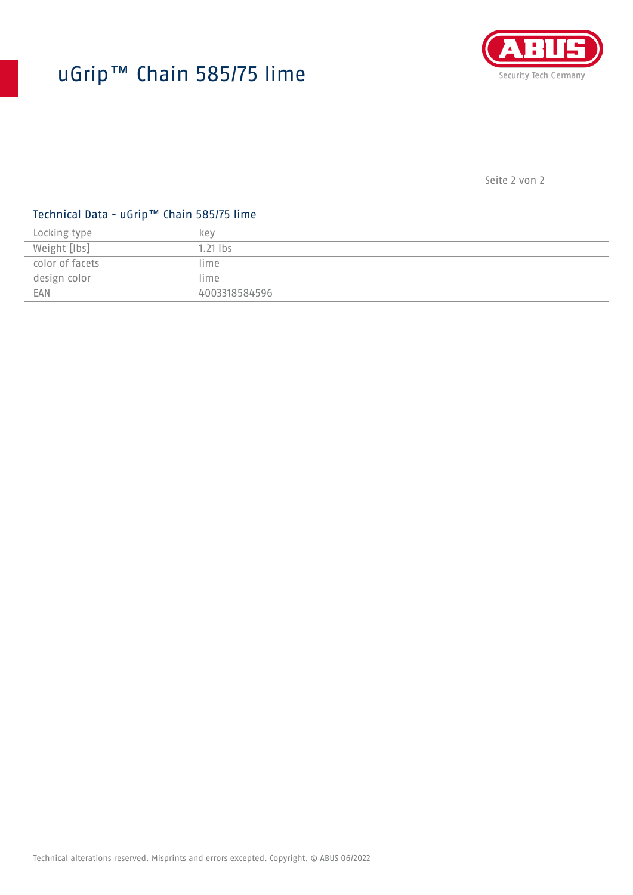## Technical Data - uGrip™ Chain 585/75 lime

| | |
|---|---|
| Locking type | key |
| Weight [lbs] | 1.21 lbs |
| color of facets | lime |
| design color | lime |
| EAN | 4003318584596 |

Technical alterations reserved. Misprints and errors excepted. Copyright. © ABUS 06/2022